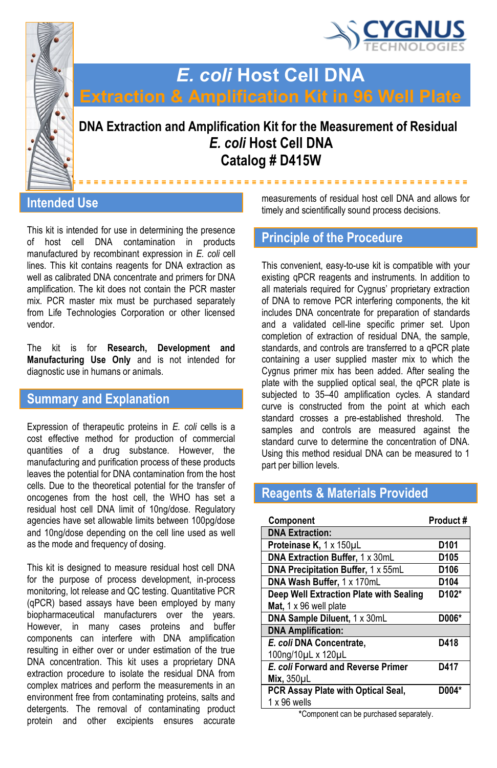# *E. coli* Host Cell DNA

## Extraction & Amplification Kit in 96 Well Plate

**DNA Extraction and Amplification Kit for the Measurement of Residual *E. coli* Host Cell DNA**

**Catalog # D415W**

## Intended Use

This kit is intended for use in determining the presence of host cell DNA contamination in products manufactured by recombinant expression in *E. coli* cell lines. This kit contains reagents for DNA extraction as well as calibrated DNA concentrate and primers for DNA amplification. The kit does not contain the PCR master mix. PCR master mix must be purchased separately from Life Technologies Corporation or other licensed vendor.

The kit is for **Research, Development and Manufacturing Use Only** and is not intended for diagnostic use in humans or animals.

## Summary and Explanation

Expression of therapeutic proteins in *E. coli* cells is a cost effective method for production of commercial quantities of a drug substance. However, the manufacturing and purification process of these products leaves the potential for DNA contamination from the host cells. Due to the theoretical potential for the transfer of oncogenes from the host cell, the WHO has set a residual host cell DNA limit of 10ng/dose. Regulatory agencies have set allowable limits between 100pg/dose and 10ng/dose depending on the cell line used as well as the mode and frequency of dosing.

This kit is designed to measure residual host cell DNA for the purpose of process development, in-process monitoring, lot release and QC testing. Quantitative PCR (qPCR) based assays have been employed by many biopharmaceutical manufacturers over the years. However, in many cases proteins and buffer components can interfere with DNA amplification resulting in either over or under estimation of the true DNA concentration. This kit uses a proprietary DNA extraction procedure to isolate the residual DNA from complex matrices and perform the measurements in an environment free from contaminating proteins, salts and detergents. The removal of contaminating product protein and other excipients ensures accurate measurements of residual host cell DNA and allows for timely and scientifically sound process decisions.

## Principle of the Procedure

This convenient, easy-to-use kit is compatible with your existing qPCR reagents and instruments. In addition to all materials required for Cygnus' proprietary extraction of DNA to remove PCR interfering components, the kit includes DNA concentrate for preparation of standards and a validated cell-line specific primer set. Upon completion of extraction of residual DNA, the sample, standards, and controls are transferred to a qPCR plate containing a user supplied master mix to which the Cygnus primer mix has been added. After sealing the plate with the supplied optical seal, the qPCR plate is subjected to 35–40 amplification cycles. A standard curve is constructed from the point at which each standard crosses a pre-established threshold. The samples and controls are measured against the standard curve to determine the concentration of DNA. Using this method residual DNA can be measured to 1 part per billion levels.

## Reagents & Materials Provided

| Component | Product # |
|---|---|
| **DNA Extraction:** | |
| **Proteinase K,** 1 x 150µL | **D101** |
| **DNA Extraction Buffer,** 1 x 30mL | **D105** |
| **DNA Precipitation Buffer,** 1 x 55mL | **D106** |
| **DNA Wash Buffer,** 1 x 170mL | **D104** |
| **Deep Well Extraction Plate with Sealing Mat,** 1 x 96 well plate | **D102*** |
| **DNA Sample Diluent,** 1 x 30mL | **D006*** |
| **DNA Amplification:** | |
| ***E. coli* DNA Concentrate,** 100ng/10µL x 120µL | **D418** |
| ***E. coli* Forward and Reverse Primer Mix,** 350µL | **D417** |
| **PCR Assay Plate with Optical Seal,** 1 x 96 wells | **D004*** |

*Component can be purchased separately.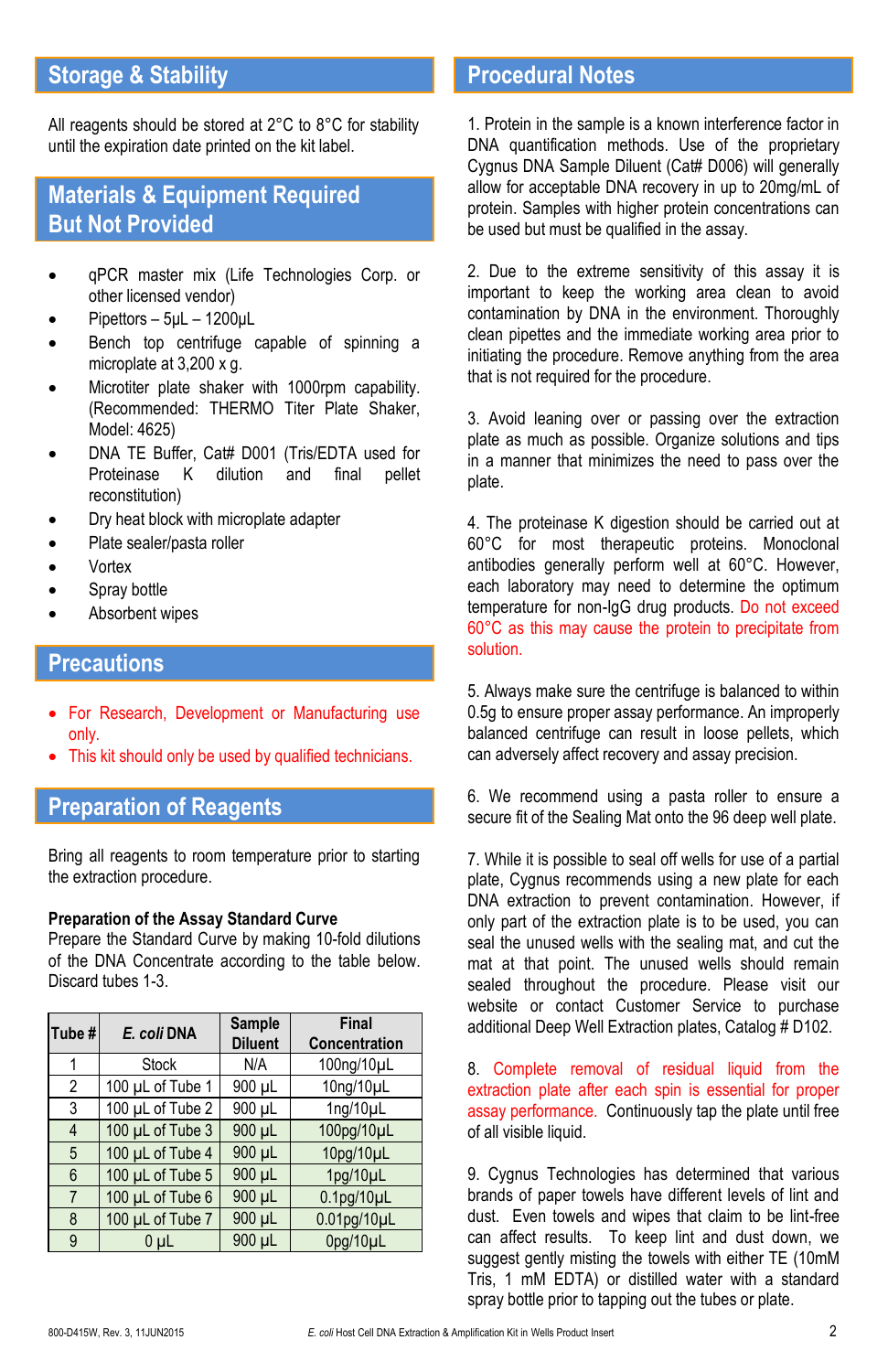## Storage & Stability

All reagents should be stored at 2°C to 8°C for stability until the expiration date printed on the kit label.

## Materials & Equipment Required But Not Provided

- qPCR master mix (Life Technologies Corp. or other licensed vendor)
- Pipettors – 5µL – 1200µL
- Bench top centrifuge capable of spinning a microplate at 3,200 x g.
- Microtiter plate shaker with 1000rpm capability. (Recommended: THERMO Titer Plate Shaker, Model: 4625)
- DNA TE Buffer, Cat# D001 (Tris/EDTA used for Proteinase K dilution and final pellet reconstitution)
- Dry heat block with microplate adapter
- Plate sealer/pasta roller
- Vortex
- Spray bottle
- Absorbent wipes

## Precautions

- For Research, Development or Manufacturing use only.
- This kit should only be used by qualified technicians.

## Preparation of Reagents

Bring all reagents to room temperature prior to starting the extraction procedure.

**Preparation of the Assay Standard Curve**

Prepare the Standard Curve by making 10-fold dilutions of the DNA Concentrate according to the table below. Discard tubes 1-3.

| Tube # | *E. coli* DNA | Sample Diluent | Final Concentration |
|---|---|---|---|
| 1 | Stock | N/A | 100ng/10µL |
| 2 | 100 µL of Tube 1 | 900 µL | 10ng/10µL |
| 3 | 100 µL of Tube 2 | 900 µL | 1ng/10µL |
| 4 | 100 µL of Tube 3 | 900 µL | 100pg/10µL |
| 5 | 100 µL of Tube 4 | 900 µL | 10pg/10µL |
| 6 | 100 µL of Tube 5 | 900 µL | 1pg/10µL |
| 7 | 100 µL of Tube 6 | 900 µL | 0.1pg/10µL |
| 8 | 100 µL of Tube 7 | 900 µL | 0.01pg/10µL |
| 9 | 0 µL | 900 µL | 0pg/10µL |

## Procedural Notes

1. Protein in the sample is a known interference factor in DNA quantification methods. Use of the proprietary Cygnus DNA Sample Diluent (Cat# D006) will generally allow for acceptable DNA recovery in up to 20mg/mL of protein. Samples with higher protein concentrations can be used but must be qualified in the assay.

2. Due to the extreme sensitivity of this assay it is important to keep the working area clean to avoid contamination by DNA in the environment. Thoroughly clean pipettes and the immediate working area prior to initiating the procedure. Remove anything from the area that is not required for the procedure.

3. Avoid leaning over or passing over the extraction plate as much as possible. Organize solutions and tips in a manner that minimizes the need to pass over the plate.

4. The proteinase K digestion should be carried out at 60°C for most therapeutic proteins. Monoclonal antibodies generally perform well at 60°C. However, each laboratory may need to determine the optimum temperature for non-IgG drug products. Do not exceed 60°C as this may cause the protein to precipitate from solution.

5. Always make sure the centrifuge is balanced to within 0.5g to ensure proper assay performance. An improperly balanced centrifuge can result in loose pellets, which can adversely affect recovery and assay precision.

6. We recommend using a pasta roller to ensure a secure fit of the Sealing Mat onto the 96 deep well plate.

7. While it is possible to seal off wells for use of a partial plate, Cygnus recommends using a new plate for each DNA extraction to prevent contamination. However, if only part of the extraction plate is to be used, you can seal the unused wells with the sealing mat, and cut the mat at that point. The unused wells should remain sealed throughout the procedure. Please visit our website or contact Customer Service to purchase additional Deep Well Extraction plates, Catalog # D102.

8. Complete removal of residual liquid from the extraction plate after each spin is essential for proper assay performance. Continuously tap the plate until free of all visible liquid.

9. Cygnus Technologies has determined that various brands of paper towels have different levels of lint and dust. Even towels and wipes that claim to be lint-free can affect results. To keep lint and dust down, we suggest gently misting the towels with either TE (10mM Tris, 1 mM EDTA) or distilled water with a standard spray bottle prior to tapping out the tubes or plate.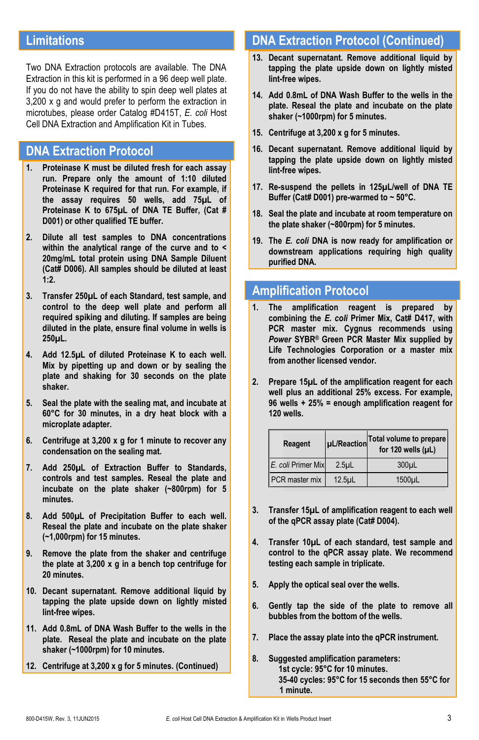## Limitations

Two DNA Extraction protocols are available. The DNA Extraction in this kit is performed in a 96 deep well plate. If you do not have the ability to spin deep well plates at 3,200 x g and would prefer to perform the extraction in microtubes, please order Catalog #D415T, *E. coli* Host Cell DNA Extraction and Amplification Kit in Tubes.

## DNA Extraction Protocol

1. **Proteinase K must be diluted fresh for each assay run. Prepare only the amount of 1:10 diluted Proteinase K required for that run. For example, if the assay requires 50 wells, add 75µL of Proteinase K to 675µL of DNA TE Buffer, (Cat # D001) or other qualified TE buffer.**
2. **Dilute all test samples to DNA concentrations within the analytical range of the curve and to < 20mg/mL total protein using DNA Sample Diluent (Cat# D006). All samples should be diluted at least 1:2.**
3. **Transfer 250µL of each Standard, test sample, and control to the deep well plate and perform all required spiking and diluting. If samples are being diluted in the plate, ensure final volume in wells is 250µL.**
4. **Add 12.5µL of diluted Proteinase K to each well. Mix by pipetting up and down or by sealing the plate and shaking for 30 seconds on the plate shaker.**
5. **Seal the plate with the sealing mat, and incubate at 60°C for 30 minutes, in a dry heat block with a microplate adapter.**
6. **Centrifuge at 3,200 x g for 1 minute to recover any condensation on the sealing mat.**
7. **Add 250µL of Extraction Buffer to Standards, controls and test samples. Reseal the plate and incubate on the plate shaker (~800rpm) for 5 minutes.**
8. **Add 500µL of Precipitation Buffer to each well. Reseal the plate and incubate on the plate shaker (~1,000rpm) for 15 minutes.**
9. **Remove the plate from the shaker and centrifuge the plate at 3,200 x g in a bench top centrifuge for 20 minutes.**
10. **Decant supernatant. Remove additional liquid by tapping the plate upside down on lightly misted lint-free wipes.**
11. **Add 0.8mL of DNA Wash Buffer to the wells in the plate. Reseal the plate and incubate on the plate shaker (~1000rpm) for 10 minutes.**
12. **Centrifuge at 3,200 x g for 5 minutes. (Continued)**

## DNA Extraction Protocol (Continued)

13. **Decant supernatant. Remove additional liquid by tapping the plate upside down on lightly misted lint-free wipes.**
14. **Add 0.8mL of DNA Wash Buffer to the wells in the plate. Reseal the plate and incubate on the plate shaker (~1000rpm) for 5 minutes.**
15. **Centrifuge at 3,200 x g for 5 minutes.**
16. **Decant supernatant. Remove additional liquid by tapping the plate upside down on lightly misted lint-free wipes.**
17. **Re-suspend the pellets in 125µL/well of DNA TE Buffer (Cat# D001) pre-warmed to ~ 50°C.**
18. **Seal the plate and incubate at room temperature on the plate shaker (~800rpm) for 5 minutes.**
19. **The *E. coli* DNA is now ready for amplification or downstream applications requiring high quality purified DNA.**

## Amplification Protocol

1. **The amplification reagent is prepared by combining the *E. coli* Primer Mix, Cat# D417, with PCR master mix. Cygnus recommends using *Power* SYBR® Green PCR Master Mix supplied by Life Technologies Corporation or a master mix from another licensed vendor.**
2. **Prepare 15µL of the amplification reagent for each well plus an additional 25% excess. For example, 96 wells + 25% = enough amplification reagent for 120 wells.**

| Reagent | µL/Reaction | Total volume to prepare for 120 wells (µL) |
|---|---|---|
| *E. coli* Primer Mix | 2.5µL | 300µL |
| PCR master mix | 12.5µL | 1500µL |

3. **Transfer 15µL of amplification reagent to each well of the qPCR assay plate (Cat# D004).**
4. **Transfer 10µL of each standard, test sample and control to the qPCR assay plate. We recommend testing each sample in triplicate.**
5. **Apply the optical seal over the wells.**
6. **Gently tap the side of the plate to remove all bubbles from the bottom of the wells.**
7. **Place the assay plate into the qPCR instrument.**
8. **Suggested amplification parameters:**
   **1st cycle: 95°C for 10 minutes.**
   **35-40 cycles: 95°C for 15 seconds then 55°C for 1 minute.**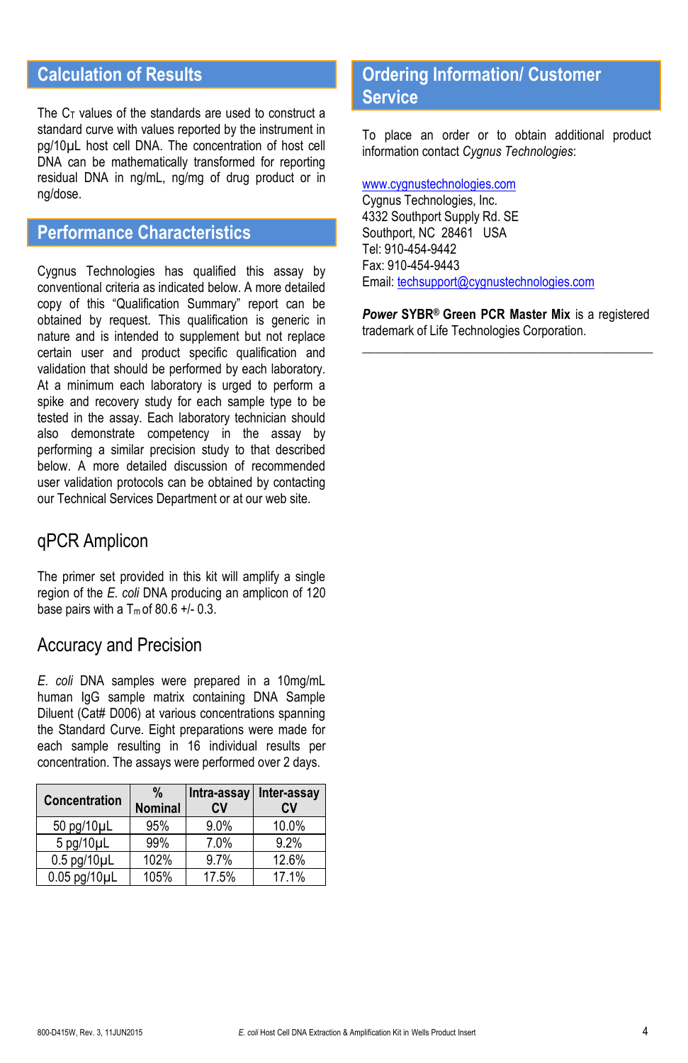## Calculation of Results

The $C_T$ values of the standards are used to construct a standard curve with values reported by the instrument in pg/10µL host cell DNA. The concentration of host cell DNA can be mathematically transformed for reporting residual DNA in ng/mL, ng/mg of drug product or in ng/dose.

## Performance Characteristics

Cygnus Technologies has qualified this assay by conventional criteria as indicated below. A more detailed copy of this "Qualification Summary" report can be obtained by request. This qualification is generic in nature and is intended to supplement but not replace certain user and product specific qualification and validation that should be performed by each laboratory. At a minimum each laboratory is urged to perform a spike and recovery study for each sample type to be tested in the assay. Each laboratory technician should also demonstrate competency in the assay by performing a similar precision study to that described below. A more detailed discussion of recommended user validation protocols can be obtained by contacting our Technical Services Department or at our web site.

### qPCR Amplicon

The primer set provided in this kit will amplify a single region of the *E. coli* DNA producing an amplicon of 120 base pairs with a $T_m$ of 80.6 +/- 0.3.

### Accuracy and Precision

*E. coli* DNA samples were prepared in a 10mg/mL human IgG sample matrix containing DNA Sample Diluent (Cat# D006) at various concentrations spanning the Standard Curve. Eight preparations were made for each sample resulting in 16 individual results per concentration. The assays were performed over 2 days.

| Concentration | % Nominal | Intra-assay CV | Inter-assay CV |
|---|---|---|---|
| 50 pg/10µL | 95% | 9.0% | 10.0% |
| 5 pg/10µL | 99% | 7.0% | 9.2% |
| 0.5 pg/10µL | 102% | 9.7% | 12.6% |
| 0.05 pg/10µL | 105% | 17.5% | 17.1% |

## Ordering Information/ Customer Service

To place an order or to obtain additional product information contact *Cygnus Technologies*:

www.cygnustechnologies.com
Cygnus Technologies, Inc.
4332 Southport Supply Rd. SE
Southport, NC 28461 USA
Tel: 910-454-9442
Fax: 910-454-9443
Email: techsupport@cygnustechnologies.com

***Power* SYBR® Green PCR Master Mix** is a registered trademark of Life Technologies Corporation.

---

800-D415W, Rev. 3, 11JUN2015